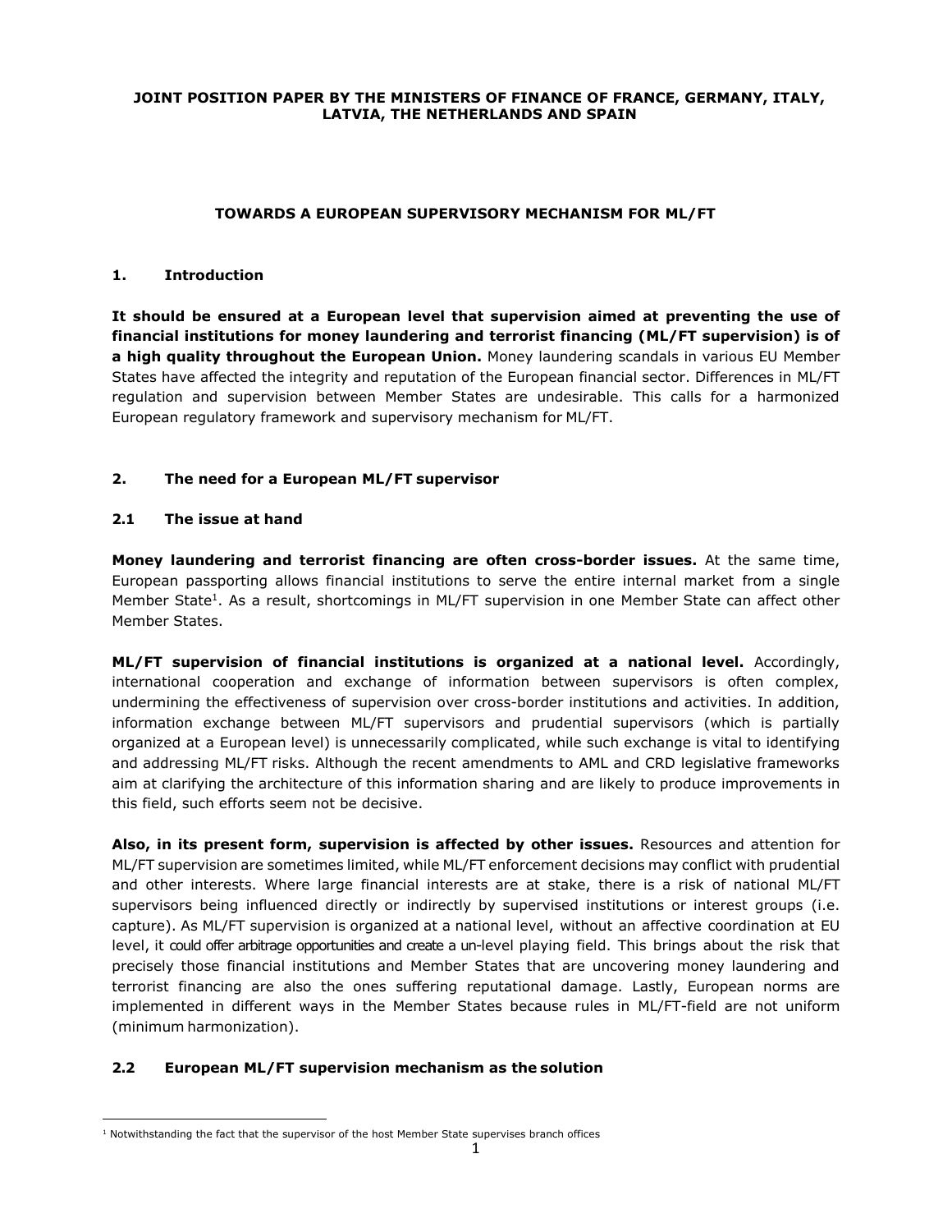**JOINT POSITION PAPER BY THE MINISTERS OF FINANCE OF FRANCE, GERMANY, ITALY, LATVIA, THE NETHERLANDS AND SPAIN**

# TOWARDS A EUROPEAN SUPERVISORY MECHANISM FOR ML/FT

## 1. Introduction

**It should be ensured at a European level that supervision aimed at preventing the use of financial institutions for money laundering and terrorist financing (ML/FT supervision) is of a high quality throughout the European Union.** Money laundering scandals in various EU Member States have affected the integrity and reputation of the European financial sector. Differences in ML/FT regulation and supervision between Member States are undesirable. This calls for a harmonized European regulatory framework and supervisory mechanism for ML/FT.

## 2. The need for a European ML/FT supervisor

### 2.1 The issue at hand

**Money laundering and terrorist financing are often cross-border issues.** At the same time, European passporting allows financial institutions to serve the entire internal market from a single Member State[1]. As a result, shortcomings in ML/FT supervision in one Member State can affect other Member States.

**ML/FT supervision of financial institutions is organized at a national level.** Accordingly, international cooperation and exchange of information between supervisors is often complex, undermining the effectiveness of supervision over cross-border institutions and activities. In addition, information exchange between ML/FT supervisors and prudential supervisors (which is partially organized at a European level) is unnecessarily complicated, while such exchange is vital to identifying and addressing ML/FT risks. Although the recent amendments to AML and CRD legislative frameworks aim at clarifying the architecture of this information sharing and are likely to produce improvements in this field, such efforts seem not be decisive.

**Also, in its present form, supervision is affected by other issues.** Resources and attention for ML/FT supervision are sometimes limited, while ML/FT enforcement decisions may conflict with prudential and other interests. Where large financial interests are at stake, there is a risk of national ML/FT supervisors being influenced directly or indirectly by supervised institutions or interest groups (i.e. capture). As ML/FT supervision is organized at a national level, without an affective coordination at EU level, it could offer arbitrage opportunities and create a un-level playing field. This brings about the risk that precisely those financial institutions and Member States that are uncovering money laundering and terrorist financing are also the ones suffering reputational damage. Lastly, European norms are implemented in different ways in the Member States because rules in ML/FT-field are not uniform (minimum harmonization).

### 2.2 European ML/FT supervision mechanism as the solution

[1] Notwithstanding the fact that the supervisor of the host Member State supervises branch offices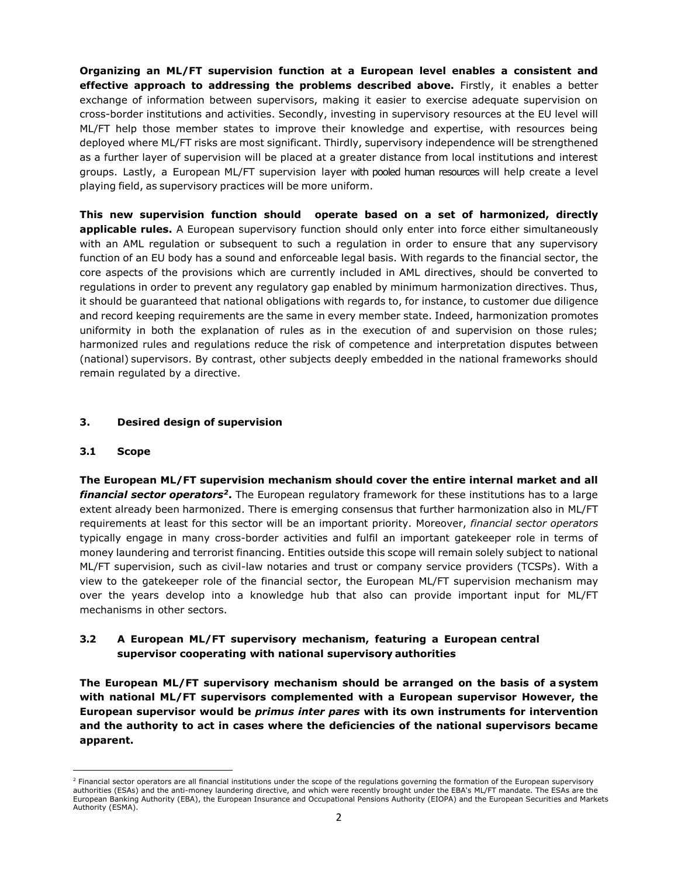**Organizing an ML/FT supervision function at a European level enables a consistent and effective approach to addressing the problems described above.** Firstly, it enables a better exchange of information between supervisors, making it easier to exercise adequate supervision on cross-border institutions and activities. Secondly, investing in supervisory resources at the EU level will ML/FT help those member states to improve their knowledge and expertise, with resources being deployed where ML/FT risks are most significant. Thirdly, supervisory independence will be strengthened as a further layer of supervision will be placed at a greater distance from local institutions and interest groups. Lastly, a European ML/FT supervision layer with pooled human resources will help create a level playing field, as supervisory practices will be more uniform.

**This new supervision function should operate based on a set of harmonized, directly applicable rules.** A European supervisory function should only enter into force either simultaneously with an AML regulation or subsequent to such a regulation in order to ensure that any supervisory function of an EU body has a sound and enforceable legal basis. With regards to the financial sector, the core aspects of the provisions which are currently included in AML directives, should be converted to regulations in order to prevent any regulatory gap enabled by minimum harmonization directives. Thus, it should be guaranteed that national obligations with regards to, for instance, to customer due diligence and record keeping requirements are the same in every member state. Indeed, harmonization promotes uniformity in both the explanation of rules as in the execution of and supervision on those rules; harmonized rules and regulations reduce the risk of competence and interpretation disputes between (national) supervisors. By contrast, other subjects deeply embedded in the national frameworks should remain regulated by a directive.

## 3. Desired design of supervision

### 3.1 Scope

**The European ML/FT supervision mechanism should cover the entire internal market and all *financial sector operators*[2].** The European regulatory framework for these institutions has to a large extent already been harmonized. There is emerging consensus that further harmonization also in ML/FT requirements at least for this sector will be an important priority. Moreover, *financial sector operators* typically engage in many cross-border activities and fulfil an important gatekeeper role in terms of money laundering and terrorist financing. Entities outside this scope will remain solely subject to national ML/FT supervision, such as civil-law notaries and trust or company service providers (TCSPs). With a view to the gatekeeper role of the financial sector, the European ML/FT supervision mechanism may over the years develop into a knowledge hub that also can provide important input for ML/FT mechanisms in other sectors.

### 3.2 A European ML/FT supervisory mechanism, featuring a European central supervisor cooperating with national supervisory authorities

**The European ML/FT supervisory mechanism should be arranged on the basis of a system with national ML/FT supervisors complemented with a European supervisor However, the European supervisor would be *primus inter pares* with its own instruments for intervention and the authority to act in cases where the deficiencies of the national supervisors became apparent.**

---

[2] Financial sector operators are all financial institutions under the scope of the regulations governing the formation of the European supervisory authorities (ESAs) and the anti-money laundering directive, and which were recently brought under the EBA's ML/FT mandate. The ESAs are the European Banking Authority (EBA), the European Insurance and Occupational Pensions Authority (EIOPA) and the European Securities and Markets Authority (ESMA).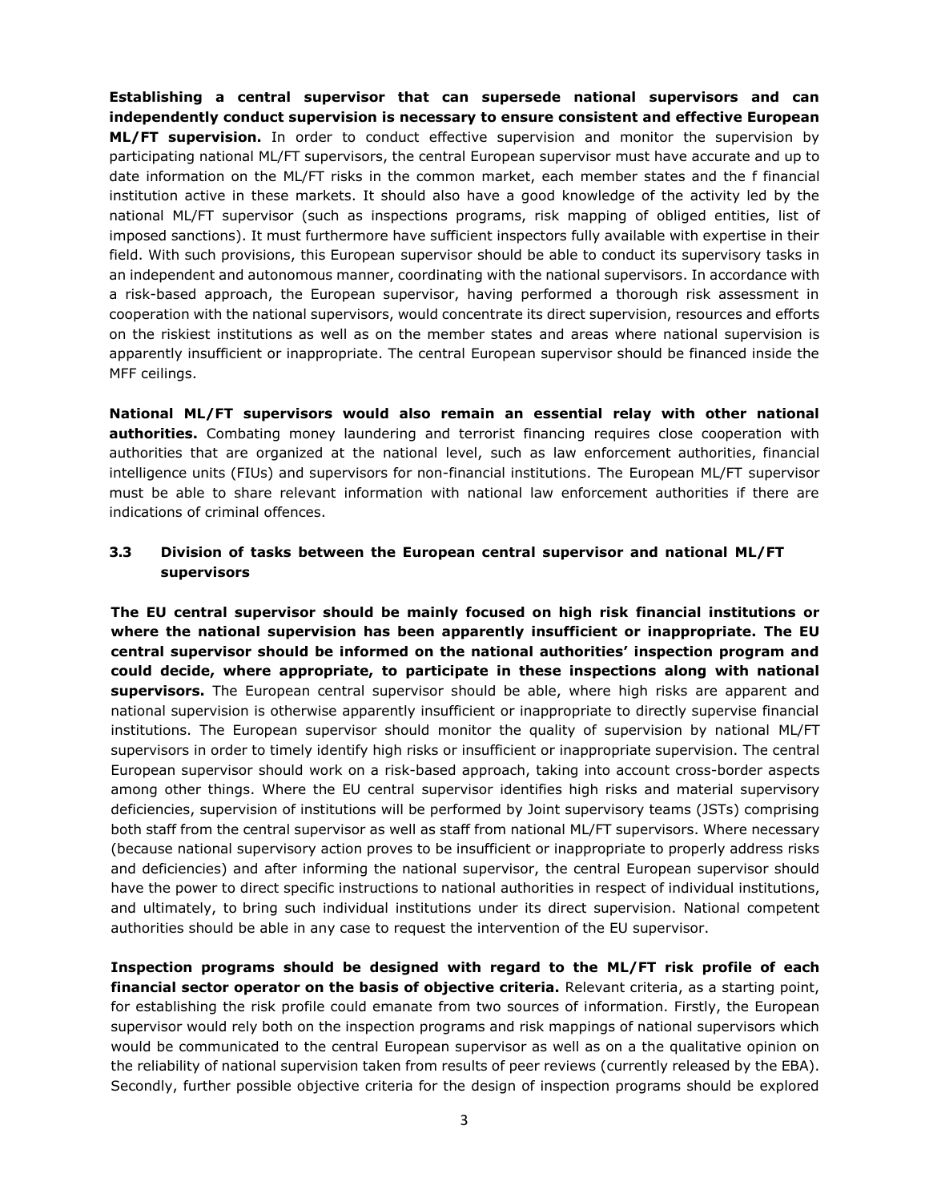**Establishing a central supervisor that can supersede national supervisors and can independently conduct supervision is necessary to ensure consistent and effective European ML/FT supervision.** In order to conduct effective supervision and monitor the supervision by participating national ML/FT supervisors, the central European supervisor must have accurate and up to date information on the ML/FT risks in the common market, each member states and the f financial institution active in these markets. It should also have a good knowledge of the activity led by the national ML/FT supervisor (such as inspections programs, risk mapping of obliged entities, list of imposed sanctions). It must furthermore have sufficient inspectors fully available with expertise in their field. With such provisions, this European supervisor should be able to conduct its supervisory tasks in an independent and autonomous manner, coordinating with the national supervisors. In accordance with a risk-based approach, the European supervisor, having performed a thorough risk assessment in cooperation with the national supervisors, would concentrate its direct supervision, resources and efforts on the riskiest institutions as well as on the member states and areas where national supervision is apparently insufficient or inappropriate. The central European supervisor should be financed inside the MFF ceilings.

**National ML/FT supervisors would also remain an essential relay with other national authorities.** Combating money laundering and terrorist financing requires close cooperation with authorities that are organized at the national level, such as law enforcement authorities, financial intelligence units (FIUs) and supervisors for non-financial institutions. The European ML/FT supervisor must be able to share relevant information with national law enforcement authorities if there are indications of criminal offences.

### 3.3 Division of tasks between the European central supervisor and national ML/FT supervisors

**The EU central supervisor should be mainly focused on high risk financial institutions or where the national supervision has been apparently insufficient or inappropriate. The EU central supervisor should be informed on the national authorities' inspection program and could decide, where appropriate, to participate in these inspections along with national supervisors.** The European central supervisor should be able, where high risks are apparent and national supervision is otherwise apparently insufficient or inappropriate to directly supervise financial institutions. The European supervisor should monitor the quality of supervision by national ML/FT supervisors in order to timely identify high risks or insufficient or inappropriate supervision. The central European supervisor should work on a risk-based approach, taking into account cross-border aspects among other things. Where the EU central supervisor identifies high risks and material supervisory deficiencies, supervision of institutions will be performed by Joint supervisory teams (JSTs) comprising both staff from the central supervisor as well as staff from national ML/FT supervisors. Where necessary (because national supervisory action proves to be insufficient or inappropriate to properly address risks and deficiencies) and after informing the national supervisor, the central European supervisor should have the power to direct specific instructions to national authorities in respect of individual institutions, and ultimately, to bring such individual institutions under its direct supervision. National competent authorities should be able in any case to request the intervention of the EU supervisor.

**Inspection programs should be designed with regard to the ML/FT risk profile of each financial sector operator on the basis of objective criteria.** Relevant criteria, as a starting point, for establishing the risk profile could emanate from two sources of information. Firstly, the European supervisor would rely both on the inspection programs and risk mappings of national supervisors which would be communicated to the central European supervisor as well as on a the qualitative opinion on the reliability of national supervision taken from results of peer reviews (currently released by the EBA). Secondly, further possible objective criteria for the design of inspection programs should be explored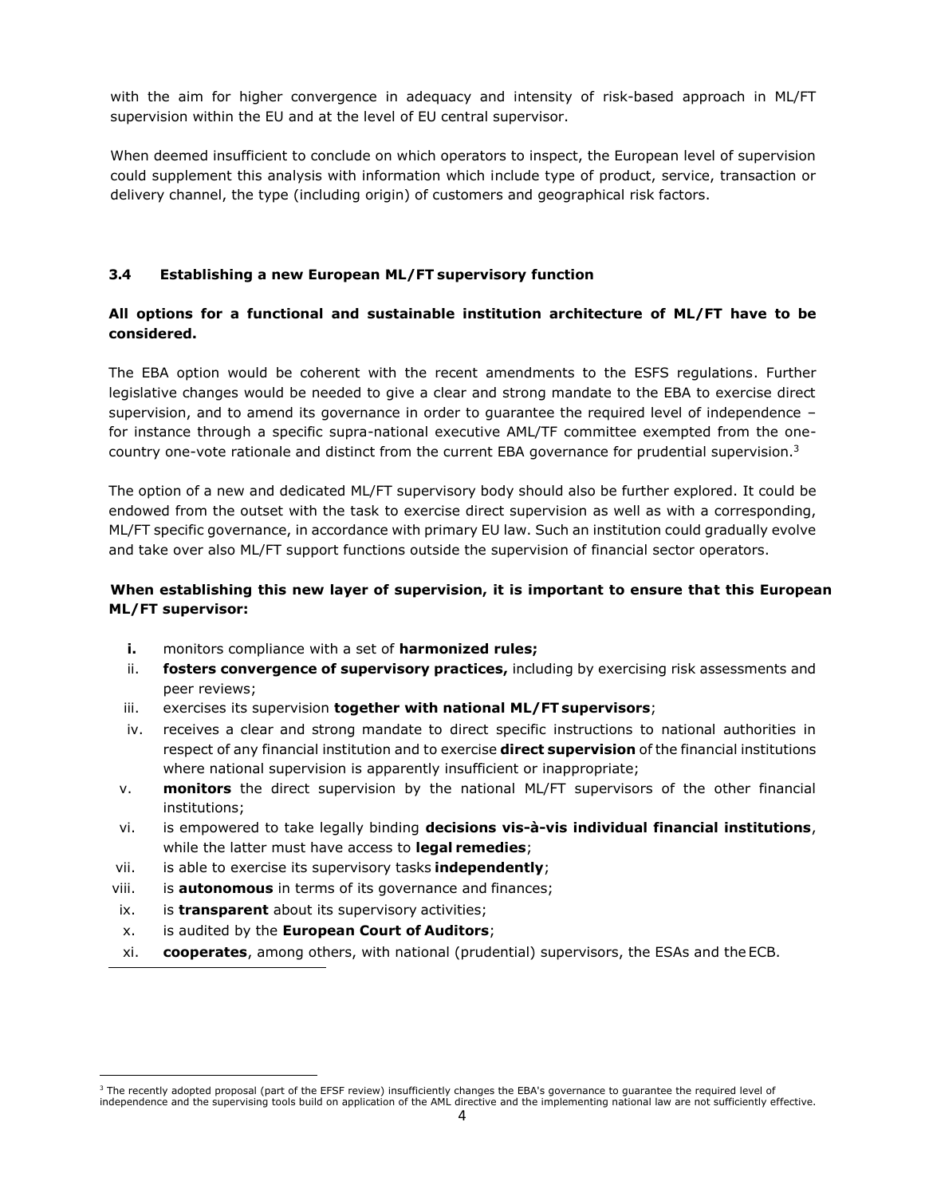with the aim for higher convergence in adequacy and intensity of risk-based approach in ML/FT supervision within the EU and at the level of EU central supervisor.

When deemed insufficient to conclude on which operators to inspect, the European level of supervision could supplement this analysis with information which include type of product, service, transaction or delivery channel, the type (including origin) of customers and geographical risk factors.

### 3.4 Establishing a new European ML/FT supervisory function

**All options for a functional and sustainable institution architecture of ML/FT have to be considered.**

The EBA option would be coherent with the recent amendments to the ESFS regulations. Further legislative changes would be needed to give a clear and strong mandate to the EBA to exercise direct supervision, and to amend its governance in order to guarantee the required level of independence – for instance through a specific supra-national executive AML/TF committee exempted from the one-country one-vote rationale and distinct from the current EBA governance for prudential supervision.[3]

The option of a new and dedicated ML/FT supervisory body should also be further explored. It could be endowed from the outset with the task to exercise direct supervision as well as with a corresponding, ML/FT specific governance, in accordance with primary EU law. Such an institution could gradually evolve and take over also ML/FT support functions outside the supervision of financial sector operators.

**When establishing this new layer of supervision, it is important to ensure that this European ML/FT supervisor:**

- **i.** monitors compliance with a set of **harmonized rules;**
- ii. **fosters convergence of supervisory practices,** including by exercising risk assessments and peer reviews;
- iii. exercises its supervision **together with national ML/FT supervisors**;
- iv. receives a clear and strong mandate to direct specific instructions to national authorities in respect of any financial institution and to exercise **direct supervision** of the financial institutions where national supervision is apparently insufficient or inappropriate;
- v. **monitors** the direct supervision by the national ML/FT supervisors of the other financial institutions;
- vi. is empowered to take legally binding **decisions vis-à-vis individual financial institutions**, while the latter must have access to **legal remedies**;
- vii. is able to exercise its supervisory tasks **independently**;
- viii. is **autonomous** in terms of its governance and finances;
- ix. is **transparent** about its supervisory activities;
- x. is audited by the **European Court of Auditors**;
- xi. **cooperates**, among others, with national (prudential) supervisors, the ESAs and the ECB.

[3] The recently adopted proposal (part of the EFSF review) insufficiently changes the EBA's governance to guarantee the required level of independence and the supervising tools build on application of the AML directive and the implementing national law are not sufficiently effective.